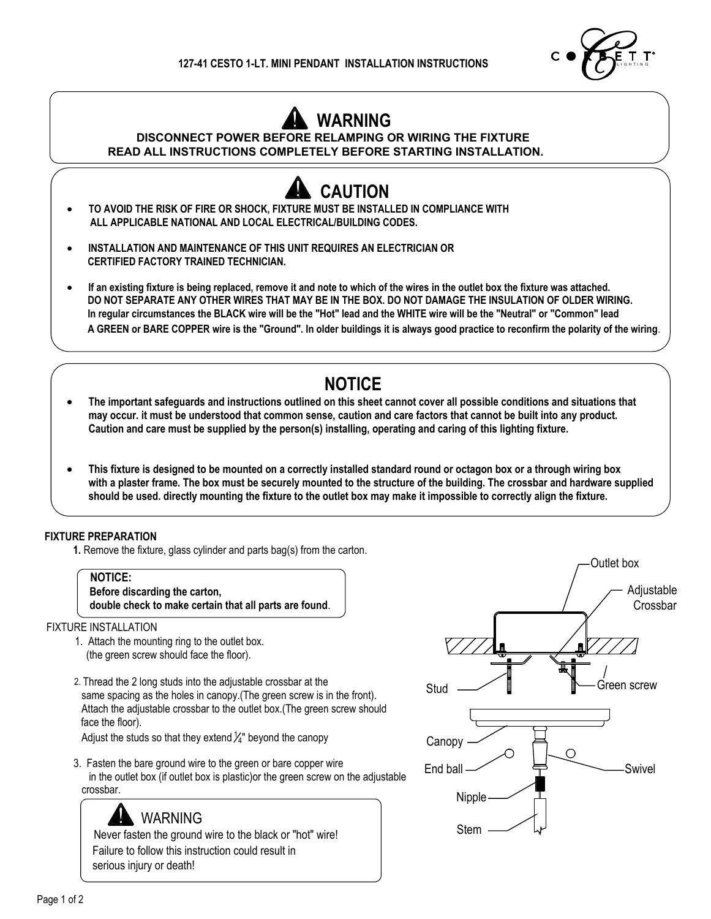# 127-41 CESTO 1-LT. MINI PENDANT INSTALLATION INSTRUCTIONS

## ⚠ WARNING

**DISCONNECT POWER BEFORE RELAMPING OR WIRING THE FIXTURE**
**READ ALL INSTRUCTIONS COMPLETELY BEFORE STARTING INSTALLATION.**

## ⚠ CAUTION

- **TO AVOID THE RISK OF FIRE OR SHOCK, FIXTURE MUST BE INSTALLED IN COMPLIANCE WITH ALL APPLICABLE NATIONAL AND LOCAL ELECTRICAL/BUILDING CODES.**
- **INSTALLATION AND MAINTENANCE OF THIS UNIT REQUIRES AN ELECTRICIAN OR CERTIFIED FACTORY TRAINED TECHNICIAN.**
- **If an existing fixture is being replaced, remove it and note to which of the wires in the outlet box the fixture was attached. DO NOT SEPARATE ANY OTHER WIRES THAT MAY BE IN THE BOX. DO NOT DAMAGE THE INSULATION OF OLDER WIRING. In regular circumstances the BLACK wire will be the "Hot" lead and the WHITE wire will be the "Neutral" or "Common" lead A GREEN or BARE COPPER wire is the "Ground". In older buildings it is always good practice to reconfirm the polarity of the wiring.**

## NOTICE

- **The important safeguards and instructions outlined on this sheet cannot cover all possible conditions and situations that may occur. it must be understood that common sense, caution and care factors that cannot be built into any product. Caution and care must be supplied by the person(s) installing, operating and caring of this lighting fixture.**
- **This fixture is designed to be mounted on a correctly installed standard round or octagon box or a through wiring box with a plaster frame. The box must be securely mounted to the structure of the building. The crossbar and hardware supplied should be used. directly mounting the fixture to the outlet box may make it impossible to correctly align the fixture.**

### FIXTURE PREPARATION

1. Remove the fixture, glass cylinder and parts bag(s) from the carton.

> **NOTICE:**
> **Before discarding the carton,**
> **double check to make certain that all parts are found.**

### FIXTURE INSTALLATION

1. Attach the mounting ring to the outlet box. (the green screw should face the floor).
2. Thread the 2 long studs into the adjustable crossbar at the same spacing as the holes in canopy.(The green screw is in the front). Attach the adjustable crossbar to the outlet box.(The green screw should face the floor).
   Adjust the studs so that they extend 1/4" beyond the canopy
3. Fasten the bare ground wire to the green or bare copper wire in the outlet box (if outlet box is plastic)or the green screw on the adjustable crossbar.

> ⚠ WARNING
> Never fasten the ground wire to the black or "hot" wire!
> Failure to follow this instruction could result in serious injury or death!

Outlet box
Adjustable Crossbar
Stud
Green screw
Canopy
End ball
Swivel
Nipple
Stem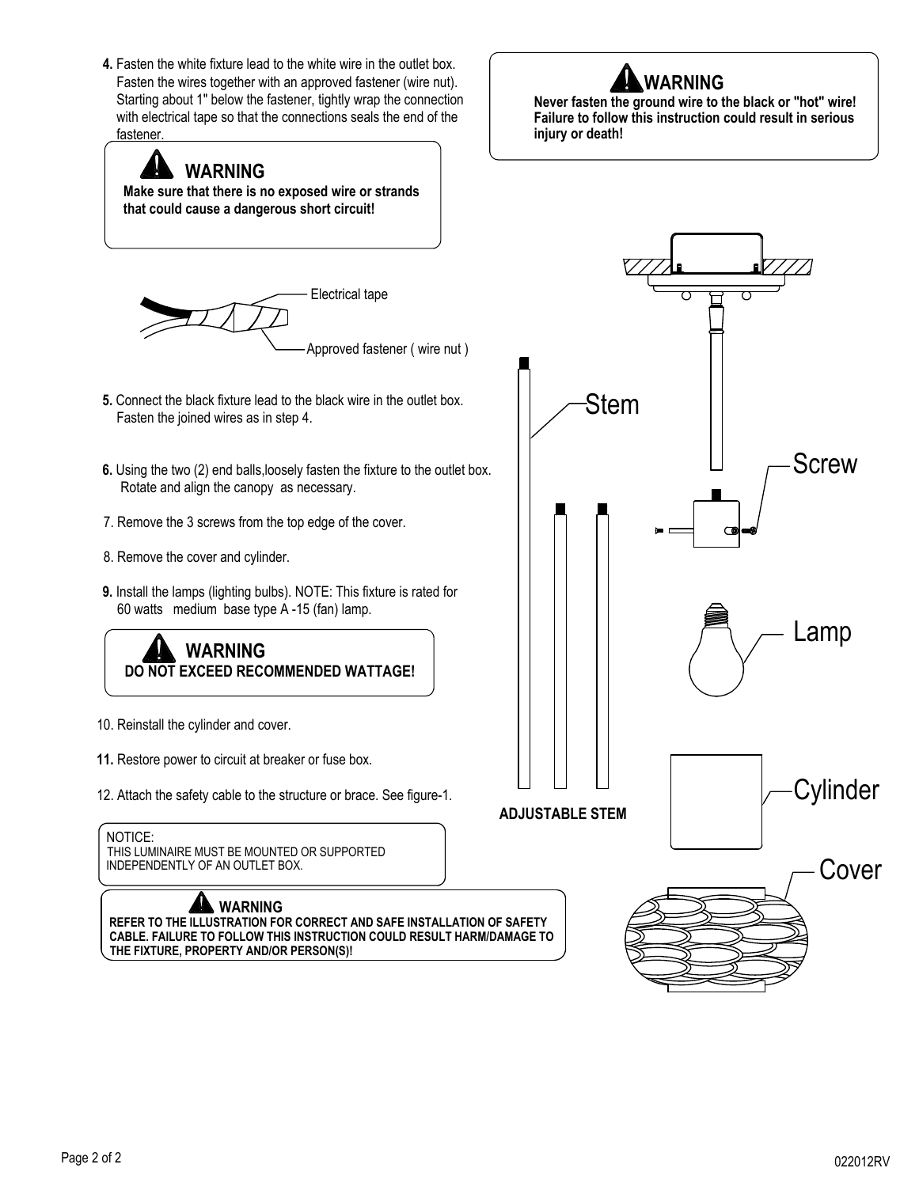**4.** Fasten the white fixture lead to the white wire in the outlet box. Fasten the wires together with an approved fastener (wire nut). Starting about 1" below the fastener, tightly wrap the connection with electrical tape so that the connections seals the end of the fastener.

> **WARNING**
> **Make sure that there is no exposed wire or strands that could cause a dangerous short circuit!**

> **WARNING**
> **Never fasten the ground wire to the black or "hot" wire! Failure to follow this instruction could result in serious injury or death!**

Electrical tape

Approved fastener ( wire nut )

**5.** Connect the black fixture lead to the black wire in the outlet box. Fasten the joined wires as in step 4.

**6.** Using the two (2) end balls,loosely fasten the fixture to the outlet box. Rotate and align the canopy as necessary.

7. Remove the 3 screws from the top edge of the cover.

8. Remove the cover and cylinder.

**9.** Install the lamps (lighting bulbs). NOTE: This fixture is rated for 60 watts medium base type A -15 (fan) lamp.

> **WARNING**
> **DO NOT EXCEED RECOMMENDED WATTAGE!**

10. Reinstall the cylinder and cover.

**11.** Restore power to circuit at breaker or fuse box.

12. Attach the safety cable to the structure or brace. See figure-1.

> NOTICE:
> THIS LUMINAIRE MUST BE MOUNTED OR SUPPORTED INDEPENDENTLY OF AN OUTLET BOX.

> **WARNING**
> **REFER TO THE ILLUSTRATION FOR CORRECT AND SAFE INSTALLATION OF SAFETY CABLE. FAILURE TO FOLLOW THIS INSTRUCTION COULD RESULT HARM/DAMAGE TO THE FIXTURE, PROPERTY AND/OR PERSON(S)!**

Stem

Screw

Lamp

Cylinder

Cover

**ADJUSTABLE STEM**

022012RV